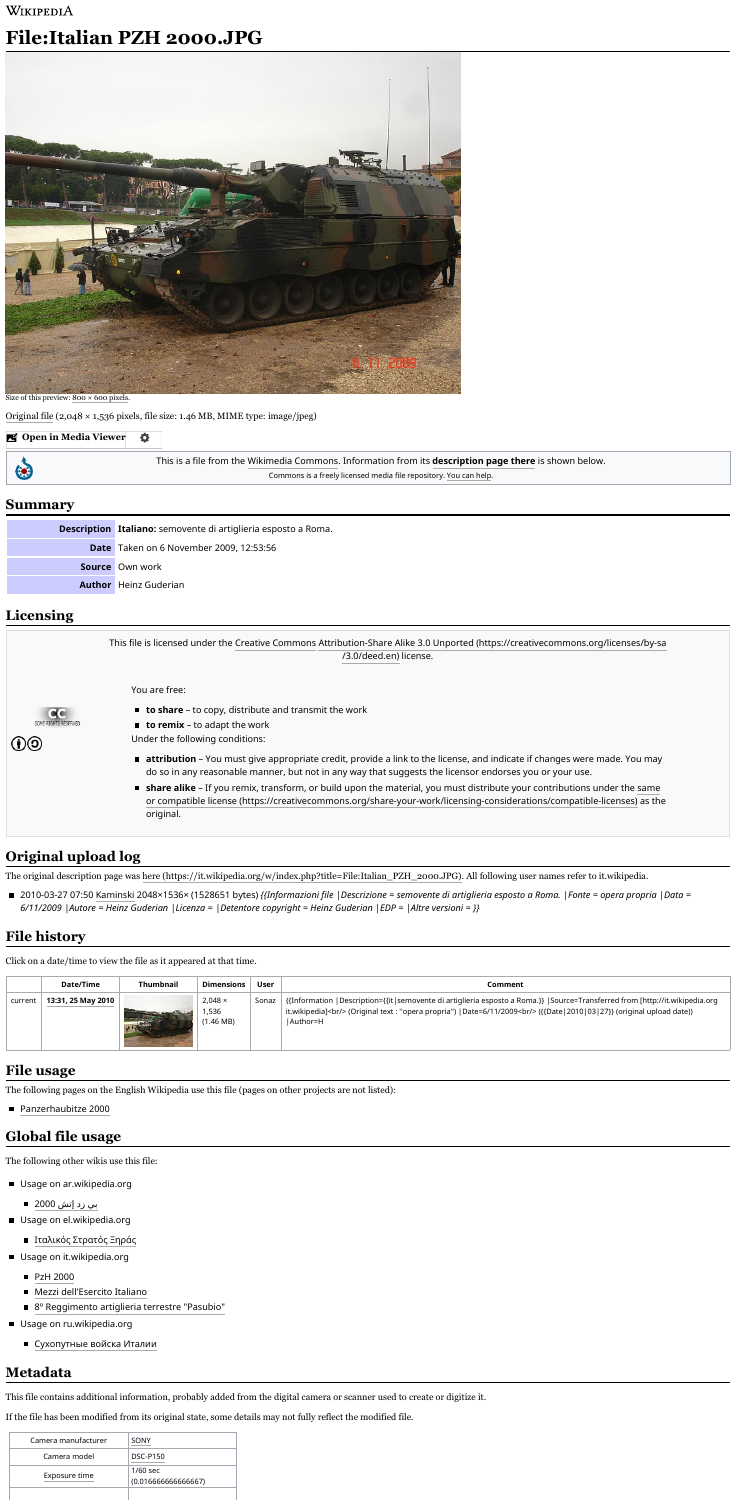WIKIPEDIA

# File:Italian PZH 2000.JPG

Size of this preview: 800 × 600 pixels.

Original file (2,048 × 1,536 pixels, file size: 1.46 MB, MIME type: image/jpeg)

**Open in Media Viewer**

This is a file from the Wikimedia Commons. Information from its **description page there** is shown below.
Commons is a freely licensed media file repository. You can help.

## Summary

| | |
|---|---|
| **Description** | **Italiano:** semovente di artiglieria esposto a Roma. |
| **Date** | Taken on 6 November 2009, 12:53:56 |
| **Source** | Own work |
| **Author** | Heinz Guderian |

## Licensing

This file is licensed under the Creative Commons Attribution-Share Alike 3.0 Unported (https://creativecommons.org/licenses/by-sa/3.0/deed.en) license.

You are free:

- **to share** – to copy, distribute and transmit the work
- **to remix** – to adapt the work

Under the following conditions:

- **attribution** – You must give appropriate credit, provide a link to the license, and indicate if changes were made. You may do so in any reasonable manner, but not in any way that suggests the licensor endorses you or your use.
- **share alike** – If you remix, transform, or build upon the material, you must distribute your contributions under the same or compatible license (https://creativecommons.org/share-your-work/licensing-considerations/compatible-licenses) as the original.

## Original upload log

The original description page was here (https://it.wikipedia.org/w/index.php?title=File:Italian_PZH_2000.JPG). All following user names refer to it.wikipedia.

- 2010-03-27 07:50 Kaminski 2048×1536× (1528651 bytes) *{{Informazioni file |Descrizione = semovente di artiglieria esposto a Roma. |Fonte = opera propria |Data = 6/11/2009 |Autore = Heinz Guderian |Licenza = |Detentore copyright = Heinz Guderian |EDP = |Altre versioni = }}*

## File history

Click on a date/time to view the file as it appeared at that time.

| | Date/Time | Thumbnail | Dimensions | User | Comment |
|---|---|---|---|---|---|
| current | **13:31, 25 May 2010** | | 2,048 × 1,536 (1.46 MB) | Sonaz | {{Information \|Description={{it\|semovente di artiglieria esposto a Roma.}} \|Source=Transferred from [http://it.wikipedia.org it.wikipedia]<br/> (Original text : "opera propria") \|Date=6/11/2009<br/> (({{Date\|2010\|03\|27}} (original upload date)) \|Author=H |

## File usage

The following pages on the English Wikipedia use this file (pages on other projects are not listed):

- Panzerhaubitze 2000

## Global file usage

The following other wikis use this file:

- Usage on ar.wikipedia.org
  - بي زد إتش 2000
- Usage on el.wikipedia.org
  - Ιταλικός Στρατός Ξηράς
- Usage on it.wikipedia.org
  - PzH 2000
  - Mezzi dell'Esercito Italiano
  - 8º Reggimento artiglieria terrestre "Pasubio"
- Usage on ru.wikipedia.org
  - Сухопутные войска Италии

## Metadata

This file contains additional information, probably added from the digital camera or scanner used to create or digitize it.

If the file has been modified from its original state, some details may not fully reflect the modified file.

| | |
|---|---|
| Camera manufacturer | SONY |
| Camera model | DSC-P150 |
| Exposure time | 1/60 sec (0.016666666666667) |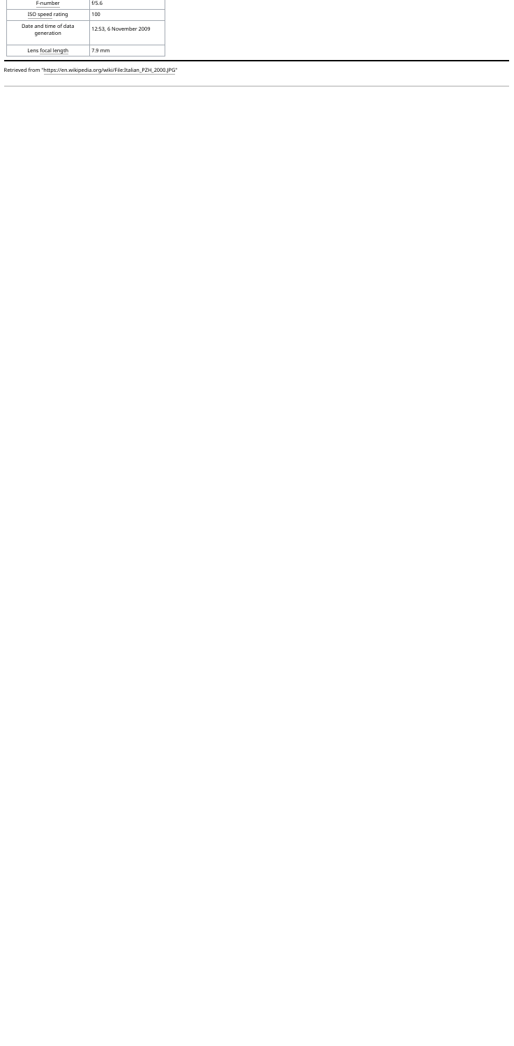| | |
|---|---|
| F-number | f/5.6 |
| ISO speed rating | 100 |
| Date and time of data generation | 12:53, 6 November 2009 |
| Lens focal length | 7.9 mm |

Retrieved from "https://en.wikipedia.org/wiki/File:Italian_PZH_2000.JPG"